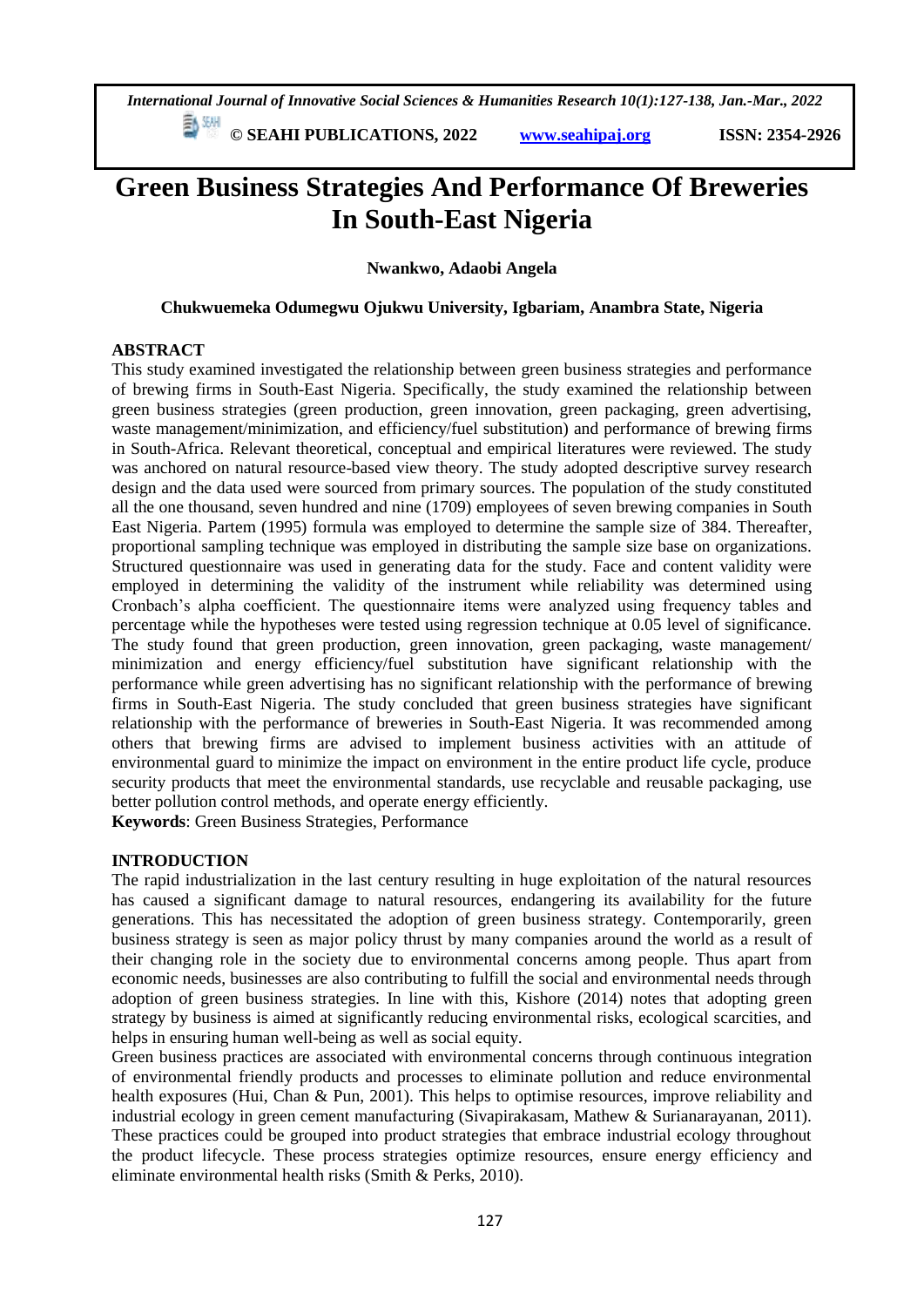# Green Business Strategies And Performance Of Breweries In South-East Nigeria

**Nwankwo, Adaobi Angela**

**Chukwuemeka Odumegwu Ojukwu University, Igbariam, Anambra State, Nigeria**

## ABSTRACT

This study examined investigated the relationship between green business strategies and performance of brewing firms in South-East Nigeria. Specifically, the study examined the relationship between green business strategies (green production, green innovation, green packaging, green advertising, waste management/minimization, and efficiency/fuel substitution) and performance of brewing firms in South-Africa. Relevant theoretical, conceptual and empirical literatures were reviewed. The study was anchored on natural resource-based view theory. The study adopted descriptive survey research design and the data used were sourced from primary sources. The population of the study constituted all the one thousand, seven hundred and nine (1709) employees of seven brewing companies in South East Nigeria. Partem (1995) formula was employed to determine the sample size of 384. Thereafter, proportional sampling technique was employed in distributing the sample size base on organizations. Structured questionnaire was used in generating data for the study. Face and content validity were employed in determining the validity of the instrument while reliability was determined using Cronbach's alpha coefficient. The questionnaire items were analyzed using frequency tables and percentage while the hypotheses were tested using regression technique at 0.05 level of significance. The study found that green production, green innovation, green packaging, waste management/ minimization and energy efficiency/fuel substitution have significant relationship with the performance while green advertising has no significant relationship with the performance of brewing firms in South-East Nigeria. The study concluded that green business strategies have significant relationship with the performance of breweries in South-East Nigeria. It was recommended among others that brewing firms are advised to implement business activities with an attitude of environmental guard to minimize the impact on environment in the entire product life cycle, produce security products that meet the environmental standards, use recyclable and reusable packaging, use better pollution control methods, and operate energy efficiently.

**Keywords**: Green Business Strategies, Performance

## INTRODUCTION

The rapid industrialization in the last century resulting in huge exploitation of the natural resources has caused a significant damage to natural resources, endangering its availability for the future generations. This has necessitated the adoption of green business strategy. Contemporarily, green business strategy is seen as major policy thrust by many companies around the world as a result of their changing role in the society due to environmental concerns among people. Thus apart from economic needs, businesses are also contributing to fulfill the social and environmental needs through adoption of green business strategies. In line with this, Kishore (2014) notes that adopting green strategy by business is aimed at significantly reducing environmental risks, ecological scarcities, and helps in ensuring human well-being as well as social equity.

Green business practices are associated with environmental concerns through continuous integration of environmental friendly products and processes to eliminate pollution and reduce environmental health exposures (Hui, Chan & Pun, 2001). This helps to optimise resources, improve reliability and industrial ecology in green cement manufacturing (Sivapirakasam, Mathew & Surianarayanan, 2011). These practices could be grouped into product strategies that embrace industrial ecology throughout the product lifecycle. These process strategies optimize resources, ensure energy efficiency and eliminate environmental health risks (Smith & Perks, 2010).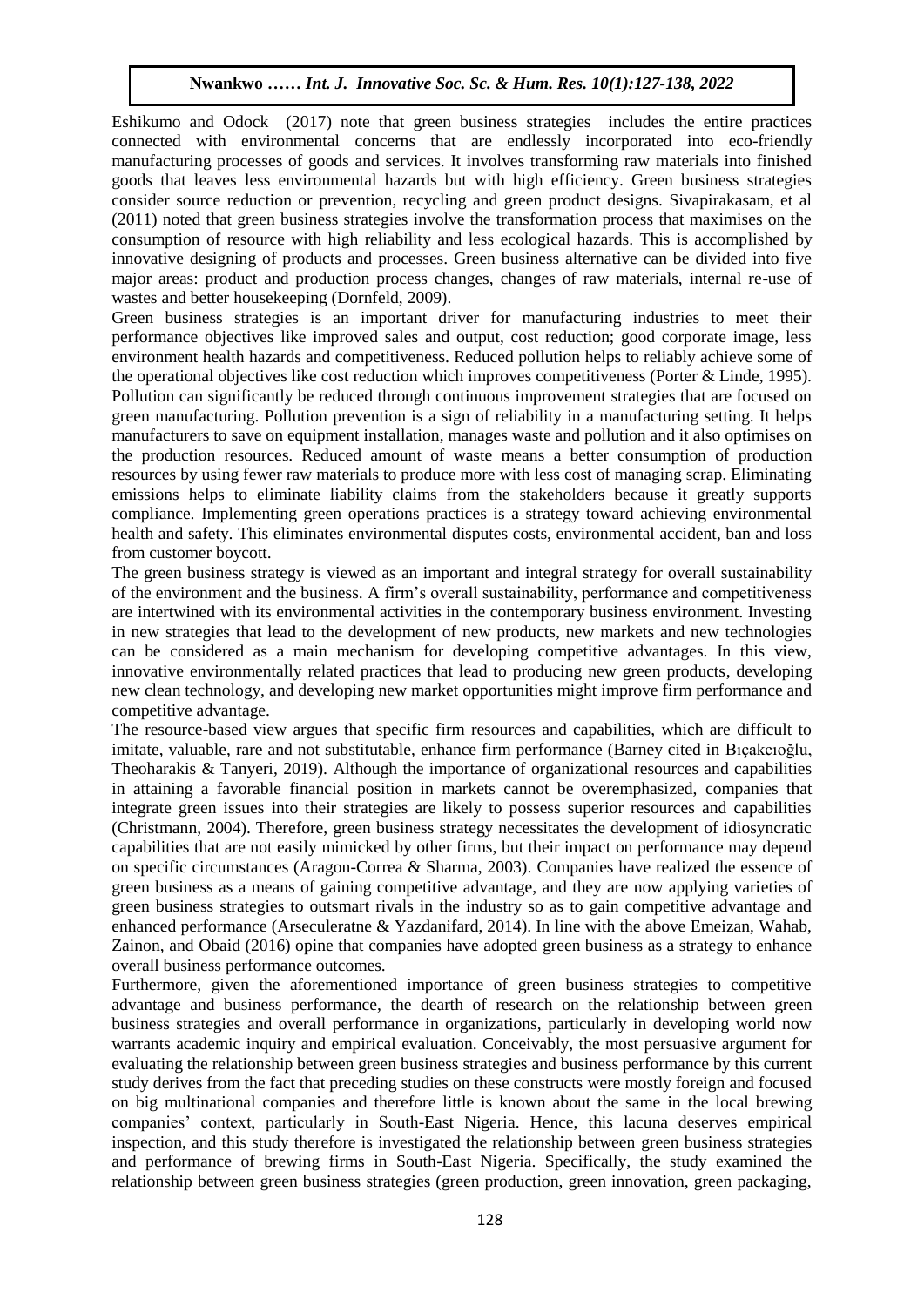Eshikumo and Odock (2017) note that green business strategies includes the entire practices connected with environmental concerns that are endlessly incorporated into eco-friendly manufacturing processes of goods and services. It involves transforming raw materials into finished goods that leaves less environmental hazards but with high efficiency. Green business strategies consider source reduction or prevention, recycling and green product designs. Sivapirakasam, et al (2011) noted that green business strategies involve the transformation process that maximises on the consumption of resource with high reliability and less ecological hazards. This is accomplished by innovative designing of products and processes. Green business alternative can be divided into five major areas: product and production process changes, changes of raw materials, internal re-use of wastes and better housekeeping (Dornfeld, 2009).

Green business strategies is an important driver for manufacturing industries to meet their performance objectives like improved sales and output, cost reduction; good corporate image, less environment health hazards and competitiveness. Reduced pollution helps to reliably achieve some of the operational objectives like cost reduction which improves competitiveness (Porter & Linde, 1995). Pollution can significantly be reduced through continuous improvement strategies that are focused on green manufacturing. Pollution prevention is a sign of reliability in a manufacturing setting. It helps manufacturers to save on equipment installation, manages waste and pollution and it also optimises on the production resources. Reduced amount of waste means a better consumption of production resources by using fewer raw materials to produce more with less cost of managing scrap. Eliminating emissions helps to eliminate liability claims from the stakeholders because it greatly supports compliance. Implementing green operations practices is a strategy toward achieving environmental health and safety. This eliminates environmental disputes costs, environmental accident, ban and loss from customer boycott.

The green business strategy is viewed as an important and integral strategy for overall sustainability of the environment and the business. A firm's overall sustainability, performance and competitiveness are intertwined with its environmental activities in the contemporary business environment. Investing in new strategies that lead to the development of new products, new markets and new technologies can be considered as a main mechanism for developing competitive advantages. In this view, innovative environmentally related practices that lead to producing new green products, developing new clean technology, and developing new market opportunities might improve firm performance and competitive advantage.

The resource-based view argues that specific firm resources and capabilities, which are difficult to imitate, valuable, rare and not substitutable, enhance firm performance (Barney cited in Bıçakcıoğlu, Theoharakis & Tanyeri, 2019). Although the importance of organizational resources and capabilities in attaining a favorable financial position in markets cannot be overemphasized, companies that integrate green issues into their strategies are likely to possess superior resources and capabilities (Christmann, 2004). Therefore, green business strategy necessitates the development of idiosyncratic capabilities that are not easily mimicked by other firms, but their impact on performance may depend on specific circumstances (Aragon-Correa & Sharma, 2003). Companies have realized the essence of green business as a means of gaining competitive advantage, and they are now applying varieties of green business strategies to outsmart rivals in the industry so as to gain competitive advantage and enhanced performance (Arseculeratne & Yazdanifard, 2014). In line with the above Emeizan, Wahab, Zainon, and Obaid (2016) opine that companies have adopted green business as a strategy to enhance overall business performance outcomes.

Furthermore, given the aforementioned importance of green business strategies to competitive advantage and business performance, the dearth of research on the relationship between green business strategies and overall performance in organizations, particularly in developing world now warrants academic inquiry and empirical evaluation. Conceivably, the most persuasive argument for evaluating the relationship between green business strategies and business performance by this current study derives from the fact that preceding studies on these constructs were mostly foreign and focused on big multinational companies and therefore little is known about the same in the local brewing companies' context, particularly in South-East Nigeria. Hence, this lacuna deserves empirical inspection, and this study therefore is investigated the relationship between green business strategies and performance of brewing firms in South-East Nigeria. Specifically, the study examined the relationship between green business strategies (green production, green innovation, green packaging,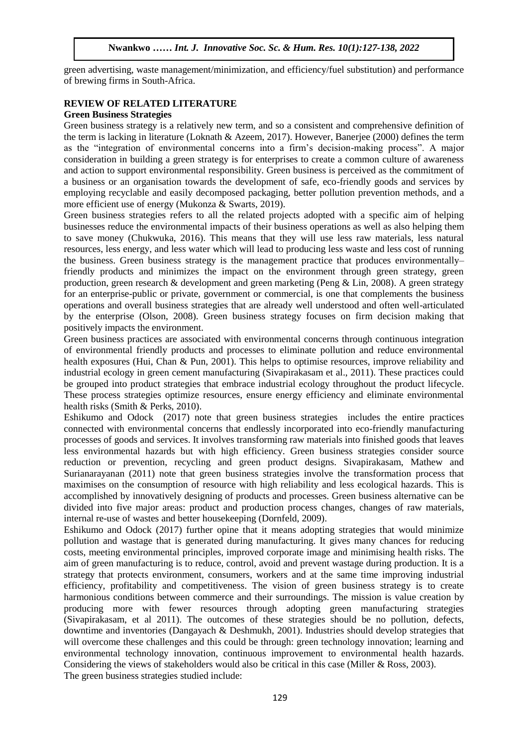green advertising, waste management/minimization, and efficiency/fuel substitution) and performance of brewing firms in South-Africa.

## REVIEW OF RELATED LITERATURE

### Green Business Strategies

Green business strategy is a relatively new term, and so a consistent and comprehensive definition of the term is lacking in literature (Loknath & Azeem, 2017). However, Banerjee (2000) defines the term as the "integration of environmental concerns into a firm's decision-making process". A major consideration in building a green strategy is for enterprises to create a common culture of awareness and action to support environmental responsibility. Green business is perceived as the commitment of a business or an organisation towards the development of safe, eco-friendly goods and services by employing recyclable and easily decomposed packaging, better pollution prevention methods, and a more efficient use of energy (Mukonza & Swarts, 2019).

Green business strategies refers to all the related projects adopted with a specific aim of helping businesses reduce the environmental impacts of their business operations as well as also helping them to save money (Chukwuka, 2016). This means that they will use less raw materials, less natural resources, less energy, and less water which will lead to producing less waste and less cost of running the business. Green business strategy is the management practice that produces environmentally–friendly products and minimizes the impact on the environment through green strategy, green production, green research & development and green marketing (Peng & Lin, 2008). A green strategy for an enterprise-public or private, government or commercial, is one that complements the business operations and overall business strategies that are already well understood and often well-articulated by the enterprise (Olson, 2008). Green business strategy focuses on firm decision making that positively impacts the environment.

Green business practices are associated with environmental concerns through continuous integration of environmental friendly products and processes to eliminate pollution and reduce environmental health exposures (Hui, Chan & Pun, 2001). This helps to optimise resources, improve reliability and industrial ecology in green cement manufacturing (Sivapirakasam et al., 2011). These practices could be grouped into product strategies that embrace industrial ecology throughout the product lifecycle. These process strategies optimize resources, ensure energy efficiency and eliminate environmental health risks (Smith & Perks, 2010).

Eshikumo and Odock (2017) note that green business strategies includes the entire practices connected with environmental concerns that endlessly incorporated into eco-friendly manufacturing processes of goods and services. It involves transforming raw materials into finished goods that leaves less environmental hazards but with high efficiency. Green business strategies consider source reduction or prevention, recycling and green product designs. Sivapirakasam, Mathew and Surianarayanan (2011) note that green business strategies involve the transformation process that maximises on the consumption of resource with high reliability and less ecological hazards. This is accomplished by innovatively designing of products and processes. Green business alternative can be divided into five major areas: product and production process changes, changes of raw materials, internal re-use of wastes and better housekeeping (Dornfeld, 2009).

Eshikumo and Odock (2017) further opine that it means adopting strategies that would minimize pollution and wastage that is generated during manufacturing. It gives many chances for reducing costs, meeting environmental principles, improved corporate image and minimising health risks. The aim of green manufacturing is to reduce, control, avoid and prevent wastage during production. It is a strategy that protects environment, consumers, workers and at the same time improving industrial efficiency, profitability and competitiveness. The vision of green business strategy is to create harmonious conditions between commerce and their surroundings. The mission is value creation by producing more with fewer resources through adopting green manufacturing strategies (Sivapirakasam, et al 2011). The outcomes of these strategies should be no pollution, defects, downtime and inventories (Dangayach & Deshmukh, 2001). Industries should develop strategies that will overcome these challenges and this could be through: green technology innovation; learning and environmental technology innovation, continuous improvement to environmental health hazards. Considering the views of stakeholders would also be critical in this case (Miller & Ross, 2003).

The green business strategies studied include: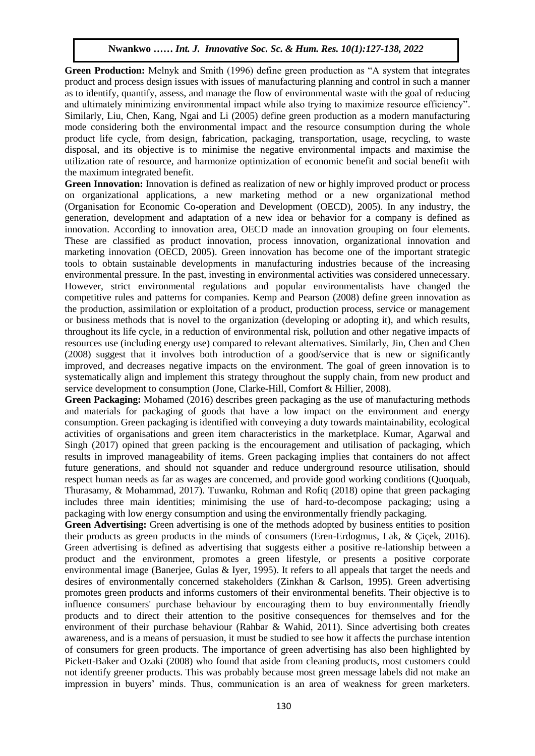**Green Production:** Melnyk and Smith (1996) define green production as "A system that integrates product and process design issues with issues of manufacturing planning and control in such a manner as to identify, quantify, assess, and manage the flow of environmental waste with the goal of reducing and ultimately minimizing environmental impact while also trying to maximize resource efficiency". Similarly, Liu, Chen, Kang, Ngai and Li (2005) define green production as a modern manufacturing mode considering both the environmental impact and the resource consumption during the whole product life cycle, from design, fabrication, packaging, transportation, usage, recycling, to waste disposal, and its objective is to minimise the negative environmental impacts and maximise the utilization rate of resource, and harmonize optimization of economic benefit and social benefit with the maximum integrated benefit.

**Green Innovation:** Innovation is defined as realization of new or highly improved product or process on organizational applications, a new marketing method or a new organizational method (Organisation for Economic Co-operation and Development (OECD), 2005). In any industry, the generation, development and adaptation of a new idea or behavior for a company is defined as innovation. According to innovation area, OECD made an innovation grouping on four elements. These are classified as product innovation, process innovation, organizational innovation and marketing innovation (OECD, 2005). Green innovation has become one of the important strategic tools to obtain sustainable developments in manufacturing industries because of the increasing environmental pressure. In the past, investing in environmental activities was considered unnecessary. However, strict environmental regulations and popular environmentalists have changed the competitive rules and patterns for companies. Kemp and Pearson (2008) define green innovation as the production, assimilation or exploitation of a product, production process, service or management or business methods that is novel to the organization (developing or adopting it), and which results, throughout its life cycle, in a reduction of environmental risk, pollution and other negative impacts of resources use (including energy use) compared to relevant alternatives. Similarly, Jin, Chen and Chen (2008) suggest that it involves both introduction of a good/service that is new or significantly improved, and decreases negative impacts on the environment. The goal of green innovation is to systematically align and implement this strategy throughout the supply chain, from new product and service development to consumption (Jone, Clarke-Hill, Comfort & Hillier, 2008).

**Green Packaging:** Mohamed (2016) describes green packaging as the use of manufacturing methods and materials for packaging of goods that have a low impact on the environment and energy consumption. Green packaging is identified with conveying a duty towards maintainability, ecological activities of organisations and green item characteristics in the marketplace. Kumar, Agarwal and Singh (2017) opined that green packing is the encouragement and utilisation of packaging, which results in improved manageability of items. Green packaging implies that containers do not affect future generations, and should not squander and reduce underground resource utilisation, should respect human needs as far as wages are concerned, and provide good working conditions (Quoquab, Thurasamy, & Mohammad, 2017). Tuwanku, Rohman and Rofiq (2018) opine that green packaging includes three main identities; minimising the use of hard-to-decompose packaging; using a packaging with low energy consumption and using the environmentally friendly packaging.

**Green Advertising:** Green advertising is one of the methods adopted by business entities to position their products as green products in the minds of consumers (Eren-Erdogmus, Lak, & Çiçek, 2016). Green advertising is defined as advertising that suggests either a positive re-lationship between a product and the environment, promotes a green lifestyle, or presents a positive corporate environmental image (Banerjee, Gulas & Iyer, 1995). It refers to all appeals that target the needs and desires of environmentally concerned stakeholders (Zinkhan & Carlson, 1995). Green advertising promotes green products and informs customers of their environmental benefits. Their objective is to influence consumers' purchase behaviour by encouraging them to buy environmentally friendly products and to direct their attention to the positive consequences for themselves and for the environment of their purchase behaviour (Rahbar & Wahid, 2011). Since advertising both creates awareness, and is a means of persuasion, it must be studied to see how it affects the purchase intention of consumers for green products. The importance of green advertising has also been highlighted by Pickett-Baker and Ozaki (2008) who found that aside from cleaning products, most customers could not identify greener products. This was probably because most green message labels did not make an impression in buyers' minds. Thus, communication is an area of weakness for green marketers.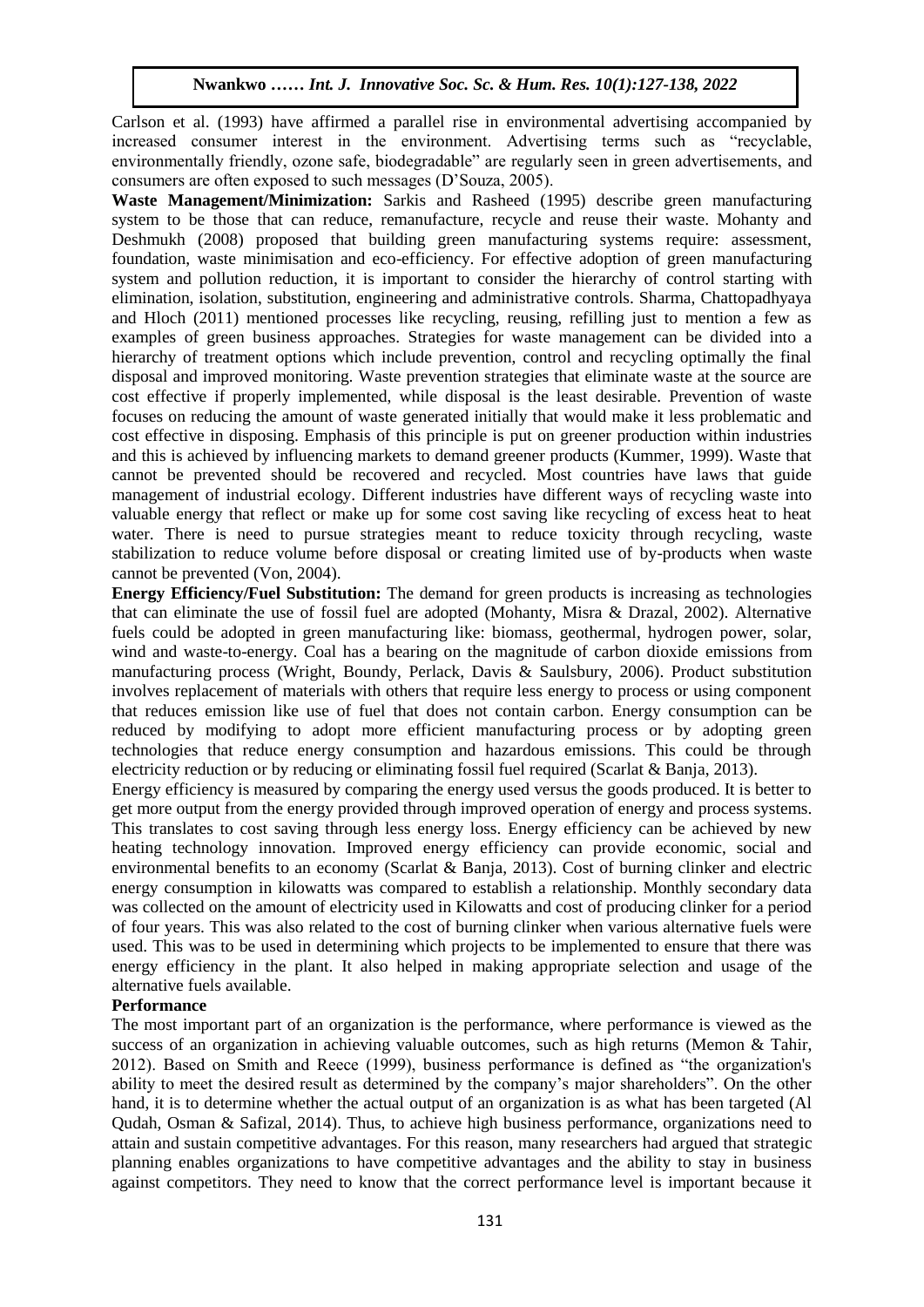Carlson et al. (1993) have affirmed a parallel rise in environmental advertising accompanied by increased consumer interest in the environment. Advertising terms such as "recyclable, environmentally friendly, ozone safe, biodegradable" are regularly seen in green advertisements, and consumers are often exposed to such messages (D'Souza, 2005).

**Waste Management/Minimization:** Sarkis and Rasheed (1995) describe green manufacturing system to be those that can reduce, remanufacture, recycle and reuse their waste. Mohanty and Deshmukh (2008) proposed that building green manufacturing systems require: assessment, foundation, waste minimisation and eco-efficiency. For effective adoption of green manufacturing system and pollution reduction, it is important to consider the hierarchy of control starting with elimination, isolation, substitution, engineering and administrative controls. Sharma, Chattopadhyaya and Hloch (2011) mentioned processes like recycling, reusing, refilling just to mention a few as examples of green business approaches. Strategies for waste management can be divided into a hierarchy of treatment options which include prevention, control and recycling optimally the final disposal and improved monitoring. Waste prevention strategies that eliminate waste at the source are cost effective if properly implemented, while disposal is the least desirable. Prevention of waste focuses on reducing the amount of waste generated initially that would make it less problematic and cost effective in disposing. Emphasis of this principle is put on greener production within industries and this is achieved by influencing markets to demand greener products (Kummer, 1999). Waste that cannot be prevented should be recovered and recycled. Most countries have laws that guide management of industrial ecology. Different industries have different ways of recycling waste into valuable energy that reflect or make up for some cost saving like recycling of excess heat to heat water. There is need to pursue strategies meant to reduce toxicity through recycling, waste stabilization to reduce volume before disposal or creating limited use of by-products when waste cannot be prevented (Von, 2004).

**Energy Efficiency/Fuel Substitution:** The demand for green products is increasing as technologies that can eliminate the use of fossil fuel are adopted (Mohanty, Misra & Drazal, 2002). Alternative fuels could be adopted in green manufacturing like: biomass, geothermal, hydrogen power, solar, wind and waste-to-energy. Coal has a bearing on the magnitude of carbon dioxide emissions from manufacturing process (Wright, Boundy, Perlack, Davis & Saulsbury, 2006). Product substitution involves replacement of materials with others that require less energy to process or using component that reduces emission like use of fuel that does not contain carbon. Energy consumption can be reduced by modifying to adopt more efficient manufacturing process or by adopting green technologies that reduce energy consumption and hazardous emissions. This could be through electricity reduction or by reducing or eliminating fossil fuel required (Scarlat & Banja, 2013).

Energy efficiency is measured by comparing the energy used versus the goods produced. It is better to get more output from the energy provided through improved operation of energy and process systems. This translates to cost saving through less energy loss. Energy efficiency can be achieved by new heating technology innovation. Improved energy efficiency can provide economic, social and environmental benefits to an economy (Scarlat & Banja, 2013). Cost of burning clinker and electric energy consumption in kilowatts was compared to establish a relationship. Monthly secondary data was collected on the amount of electricity used in Kilowatts and cost of producing clinker for a period of four years. This was also related to the cost of burning clinker when various alternative fuels were used. This was to be used in determining which projects to be implemented to ensure that there was energy efficiency in the plant. It also helped in making appropriate selection and usage of the alternative fuels available.

**Performance**

The most important part of an organization is the performance, where performance is viewed as the success of an organization in achieving valuable outcomes, such as high returns (Memon & Tahir, 2012). Based on Smith and Reece (1999), business performance is defined as "the organization's ability to meet the desired result as determined by the company's major shareholders". On the other hand, it is to determine whether the actual output of an organization is as what has been targeted (Al Qudah, Osman & Safizal, 2014). Thus, to achieve high business performance, organizations need to attain and sustain competitive advantages. For this reason, many researchers had argued that strategic planning enables organizations to have competitive advantages and the ability to stay in business against competitors. They need to know that the correct performance level is important because it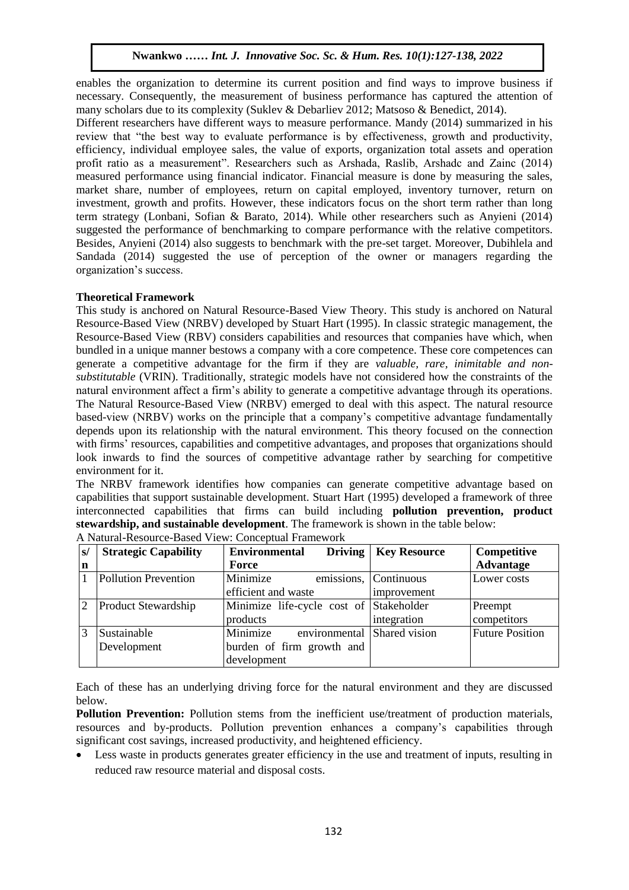enables the organization to determine its current position and find ways to improve business if necessary. Consequently, the measurement of business performance has captured the attention of many scholars due to its complexity (Suklev & Debarliev 2012; Matsoso & Benedict, 2014).

Different researchers have different ways to measure performance. Mandy (2014) summarized in his review that "the best way to evaluate performance is by effectiveness, growth and productivity, efficiency, individual employee sales, the value of exports, organization total assets and operation profit ratio as a measurement". Researchers such as Arshada, Raslib, Arshadc and Zainc (2014) measured performance using financial indicator. Financial measure is done by measuring the sales, market share, number of employees, return on capital employed, inventory turnover, return on investment, growth and profits. However, these indicators focus on the short term rather than long term strategy (Lonbani, Sofian & Barato, 2014). While other researchers such as Anyieni (2014) suggested the performance of benchmarking to compare performance with the relative competitors. Besides, Anyieni (2014) also suggests to benchmark with the pre-set target. Moreover, Dubihlela and Sandada (2014) suggested the use of perception of the owner or managers regarding the organization's success.

**Theoretical Framework**

This study is anchored on Natural Resource-Based View Theory. This study is anchored on Natural Resource-Based View (NRBV) developed by Stuart Hart (1995). In classic strategic management, the Resource-Based View (RBV) considers capabilities and resources that companies have which, when bundled in a unique manner bestows a company with a core competence. These core competences can generate a competitive advantage for the firm if they are *valuable, rare, inimitable and non-substitutable* (VRIN). Traditionally, strategic models have not considered how the constraints of the natural environment affect a firm's ability to generate a competitive advantage through its operations. The Natural Resource-Based View (NRBV) emerged to deal with this aspect. The natural resource based-view (NRBV) works on the principle that a company's competitive advantage fundamentally depends upon its relationship with the natural environment. This theory focused on the connection with firms' resources, capabilities and competitive advantages, and proposes that organizations should look inwards to find the sources of competitive advantage rather by searching for competitive environment for it.

The NRBV framework identifies how companies can generate competitive advantage based on capabilities that support sustainable development. Stuart Hart (1995) developed a framework of three interconnected capabilities that firms can build including **pollution prevention, product stewardship, and sustainable development**. The framework is shown in the table below:

A Natural-Resource-Based View: Conceptual Framework

| s/n | Strategic Capability | Environmental Driving Force | Key Resource | Competitive Advantage |
|---|---|---|---|---|
| 1 | Pollution Prevention | Minimize emissions, efficient and waste | Continuous improvement | Lower costs |
| 2 | Product Stewardship | Minimize life-cycle cost of products | Stakeholder integration | Preempt competitors |
| 3 | Sustainable Development | Minimize environmental burden of firm growth and development | Shared vision | Future Position |

Each of these has an underlying driving force for the natural environment and they are discussed below.

**Pollution Prevention:** Pollution stems from the inefficient use/treatment of production materials, resources and by-products. Pollution prevention enhances a company's capabilities through significant cost savings, increased productivity, and heightened efficiency.

- Less waste in products generates greater efficiency in the use and treatment of inputs, resulting in reduced raw resource material and disposal costs.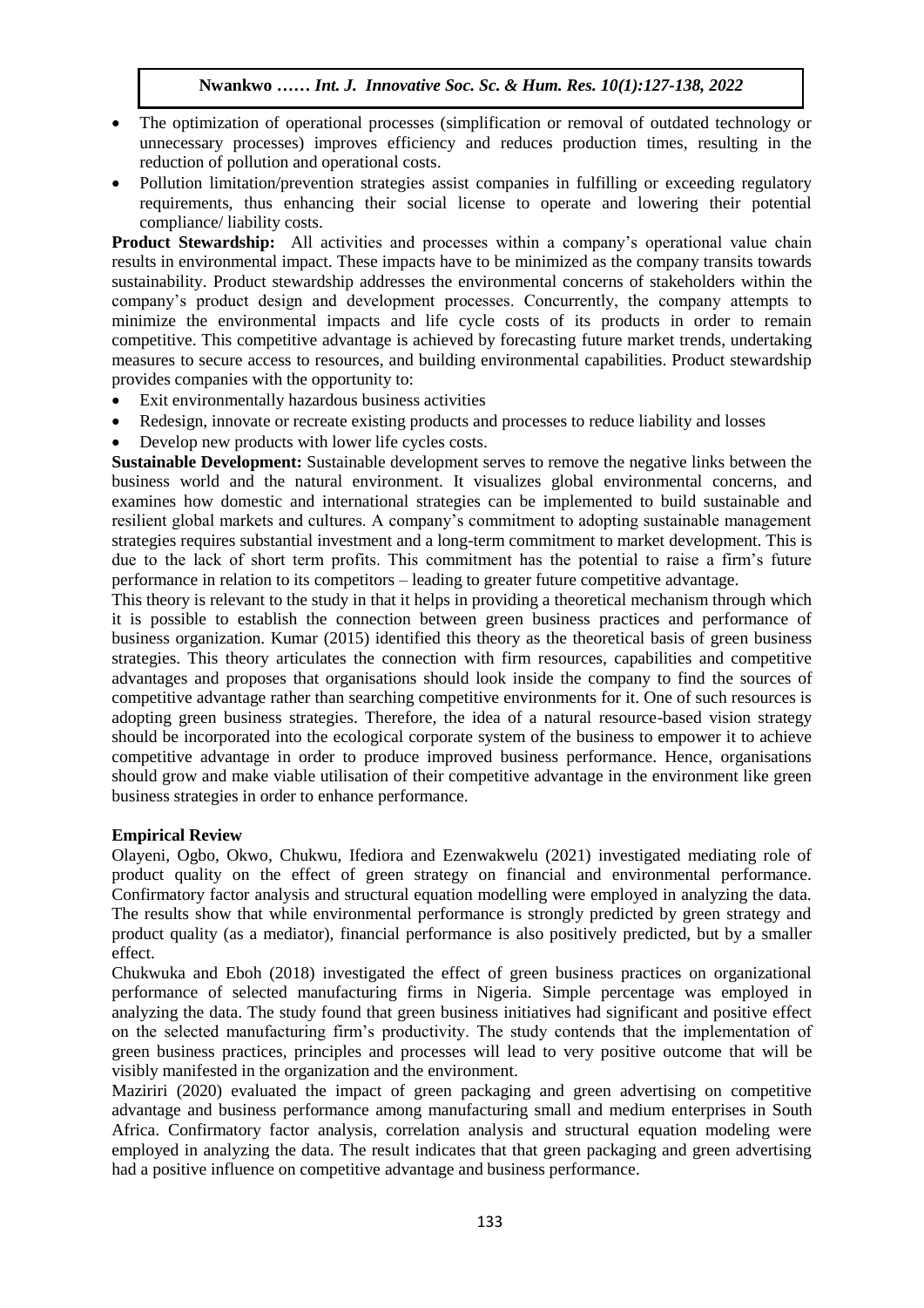- The optimization of operational processes (simplification or removal of outdated technology or unnecessary processes) improves efficiency and reduces production times, resulting in the reduction of pollution and operational costs.
- Pollution limitation/prevention strategies assist companies in fulfilling or exceeding regulatory requirements, thus enhancing their social license to operate and lowering their potential compliance/ liability costs.

**Product Stewardship:** All activities and processes within a company's operational value chain results in environmental impact. These impacts have to be minimized as the company transits towards sustainability. Product stewardship addresses the environmental concerns of stakeholders within the company's product design and development processes. Concurrently, the company attempts to minimize the environmental impacts and life cycle costs of its products in order to remain competitive. This competitive advantage is achieved by forecasting future market trends, undertaking measures to secure access to resources, and building environmental capabilities. Product stewardship provides companies with the opportunity to:

- Exit environmentally hazardous business activities
- Redesign, innovate or recreate existing products and processes to reduce liability and losses
- Develop new products with lower life cycles costs.

**Sustainable Development:** Sustainable development serves to remove the negative links between the business world and the natural environment. It visualizes global environmental concerns, and examines how domestic and international strategies can be implemented to build sustainable and resilient global markets and cultures. A company's commitment to adopting sustainable management strategies requires substantial investment and a long-term commitment to market development. This is due to the lack of short term profits. This commitment has the potential to raise a firm's future performance in relation to its competitors – leading to greater future competitive advantage.

This theory is relevant to the study in that it helps in providing a theoretical mechanism through which it is possible to establish the connection between green business practices and performance of business organization. Kumar (2015) identified this theory as the theoretical basis of green business strategies. This theory articulates the connection with firm resources, capabilities and competitive advantages and proposes that organisations should look inside the company to find the sources of competitive advantage rather than searching competitive environments for it. One of such resources is adopting green business strategies. Therefore, the idea of a natural resource-based vision strategy should be incorporated into the ecological corporate system of the business to empower it to achieve competitive advantage in order to produce improved business performance. Hence, organisations should grow and make viable utilisation of their competitive advantage in the environment like green business strategies in order to enhance performance.

### Empirical Review

Olayeni, Ogbo, Okwo, Chukwu, Ifediora and Ezenwakwelu (2021) investigated mediating role of product quality on the effect of green strategy on financial and environmental performance. Confirmatory factor analysis and structural equation modelling were employed in analyzing the data. The results show that while environmental performance is strongly predicted by green strategy and product quality (as a mediator), financial performance is also positively predicted, but by a smaller effect.

Chukwuka and Eboh (2018) investigated the effect of green business practices on organizational performance of selected manufacturing firms in Nigeria. Simple percentage was employed in analyzing the data. The study found that green business initiatives had significant and positive effect on the selected manufacturing firm's productivity. The study contends that the implementation of green business practices, principles and processes will lead to very positive outcome that will be visibly manifested in the organization and the environment.

Maziriri (2020) evaluated the impact of green packaging and green advertising on competitive advantage and business performance among manufacturing small and medium enterprises in South Africa. Confirmatory factor analysis, correlation analysis and structural equation modeling were employed in analyzing the data. The result indicates that that green packaging and green advertising had a positive influence on competitive advantage and business performance.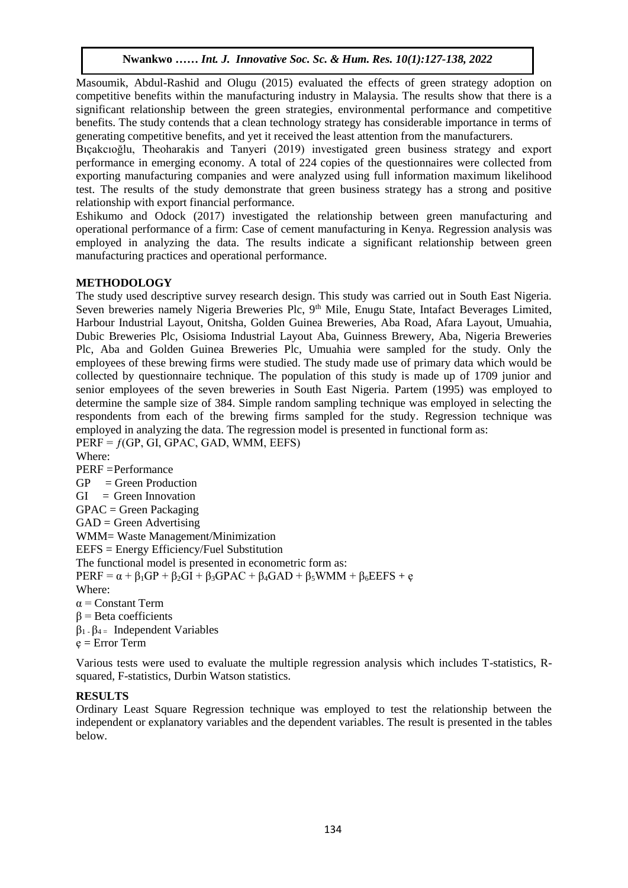Masoumik, Abdul-Rashid and Olugu (2015) evaluated the effects of green strategy adoption on competitive benefits within the manufacturing industry in Malaysia. The results show that there is a significant relationship between the green strategies, environmental performance and competitive benefits. The study contends that a clean technology strategy has considerable importance in terms of generating competitive benefits, and yet it received the least attention from the manufacturers.

Bıçakcıoğlu, Theoharakis and Tanyeri (2019) investigated green business strategy and export performance in emerging economy. A total of 224 copies of the questionnaires were collected from exporting manufacturing companies and were analyzed using full information maximum likelihood test. The results of the study demonstrate that green business strategy has a strong and positive relationship with export financial performance.

Eshikumo and Odock (2017) investigated the relationship between green manufacturing and operational performance of a firm: Case of cement manufacturing in Kenya. Regression analysis was employed in analyzing the data. The results indicate a significant relationship between green manufacturing practices and operational performance.

## METHODOLOGY

The study used descriptive survey research design. This study was carried out in South East Nigeria. Seven breweries namely Nigeria Breweries Plc, 9th Mile, Enugu State, Intafact Beverages Limited, Harbour Industrial Layout, Onitsha, Golden Guinea Breweries, Aba Road, Afara Layout, Umuahia, Dubic Breweries Plc, Osisioma Industrial Layout Aba, Guinness Brewery, Aba, Nigeria Breweries Plc, Aba and Golden Guinea Breweries Plc, Umuahia were sampled for the study. Only the employees of these brewing firms were studied. The study made use of primary data which would be collected by questionnaire technique. The population of this study is made up of 1709 junior and senior employees of the seven breweries in South East Nigeria. Partem (1995) was employed to determine the sample size of 384. Simple random sampling technique was employed in selecting the respondents from each of the brewing firms sampled for the study. Regression technique was employed in analyzing the data. The regression model is presented in functional form as:

$$PERF = f(GP, GI, GPAC, GAD, WMM, EEFS)$$

Where:

PERF = Performance

GP = Green Production

GI = Green Innovation

GPAC = Green Packaging

GAD = Green Advertising

WMM = Waste Management/Minimization

EEFS = Energy Efficiency/Fuel Substitution

The functional model is presented in econometric form as:

$$PERF = \alpha + \beta_1 GP + \beta_2 GI + \beta_3 GPAC + \beta_4 GAD + \beta_5 WMM + \beta_6 EEFS + ẹ$$

Where:

$\alpha$ = Constant Term

$\beta$ = Beta coefficients

$\beta_1 - \beta_4$ = Independent Variables

ẹ = Error Term

Various tests were used to evaluate the multiple regression analysis which includes T-statistics, R-squared, F-statistics, Durbin Watson statistics.

## RESULTS

Ordinary Least Square Regression technique was employed to test the relationship between the independent or explanatory variables and the dependent variables. The result is presented in the tables below.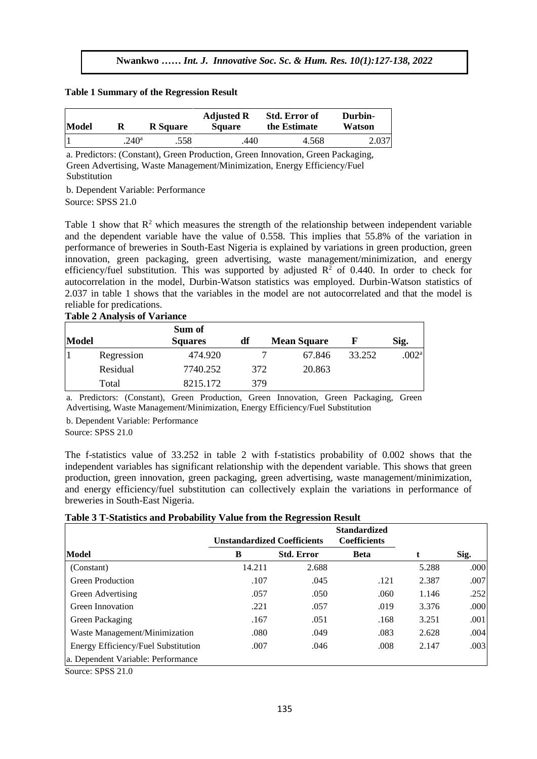**Table 1 Summary of the Regression Result**

| Model | R | R Square | Adjusted R Square | Std. Error of the Estimate | Durbin-Watson |
|---|---|---|---|---|---|
| 1 | .240[a] | .558 | .440 | 4.568 | 2.037 |

a. Predictors: (Constant), Green Production, Green Innovation, Green Packaging, Green Advertising, Waste Management/Minimization, Energy Efficiency/Fuel Substitution

b. Dependent Variable: Performance

Source: SPSS 21.0

Table 1 show that $R^2$ which measures the strength of the relationship between independent variable and the dependent variable have the value of 0.558. This implies that 55.8% of the variation in performance of breweries in South-East Nigeria is explained by variations in green production, green innovation, green packaging, green advertising, waste management/minimization, and energy efficiency/fuel substitution. This was supported by adjusted $R^2$ of 0.440. In order to check for autocorrelation in the model, Durbin-Watson statistics was employed. Durbin-Watson statistics of 2.037 in table 1 shows that the variables in the model are not autocorrelated and that the model is reliable for predications.

**Table 2 Analysis of Variance**

| Model | | Sum of Squares | df | Mean Square | F | Sig. |
|---|---|---|---|---|---|---|
| 1 | Regression | 474.920 | 7 | 67.846 | 33.252 | .002[a] |
| | Residual | 7740.252 | 372 | 20.863 | | |
| | Total | 8215.172 | 379 | | | |

a. Predictors: (Constant), Green Production, Green Innovation, Green Packaging, Green Advertising, Waste Management/Minimization, Energy Efficiency/Fuel Substitution

b. Dependent Variable: Performance

Source: SPSS 21.0

The f-statistics value of 33.252 in table 2 with f-statistics probability of 0.002 shows that the independent variables has significant relationship with the dependent variable. This shows that green production, green innovation, green packaging, green advertising, waste management/minimization, and energy efficiency/fuel substitution can collectively explain the variations in performance of breweries in South-East Nigeria.

**Table 3 T-Statistics and Probability Value from the Regression Result**

| Model | Unstandardized Coefficients | | Standardized Coefficients | t | Sig. |
|---|---|---|---|---|---|
| | B | Std. Error | Beta | | |
| (Constant) | 14.211 | 2.688 | | 5.288 | .000 |
| Green Production | .107 | .045 | .121 | 2.387 | .007 |
| Green Advertising | .057 | .050 | .060 | 1.146 | .252 |
| Green Innovation | .221 | .057 | .019 | 3.376 | .000 |
| Green Packaging | .167 | .051 | .168 | 3.251 | .001 |
| Waste Management/Minimization | .080 | .049 | .083 | 2.628 | .004 |
| Energy Efficiency/Fuel Substitution | .007 | .046 | .008 | 2.147 | .003 |

a. Dependent Variable: Performance

Source: SPSS 21.0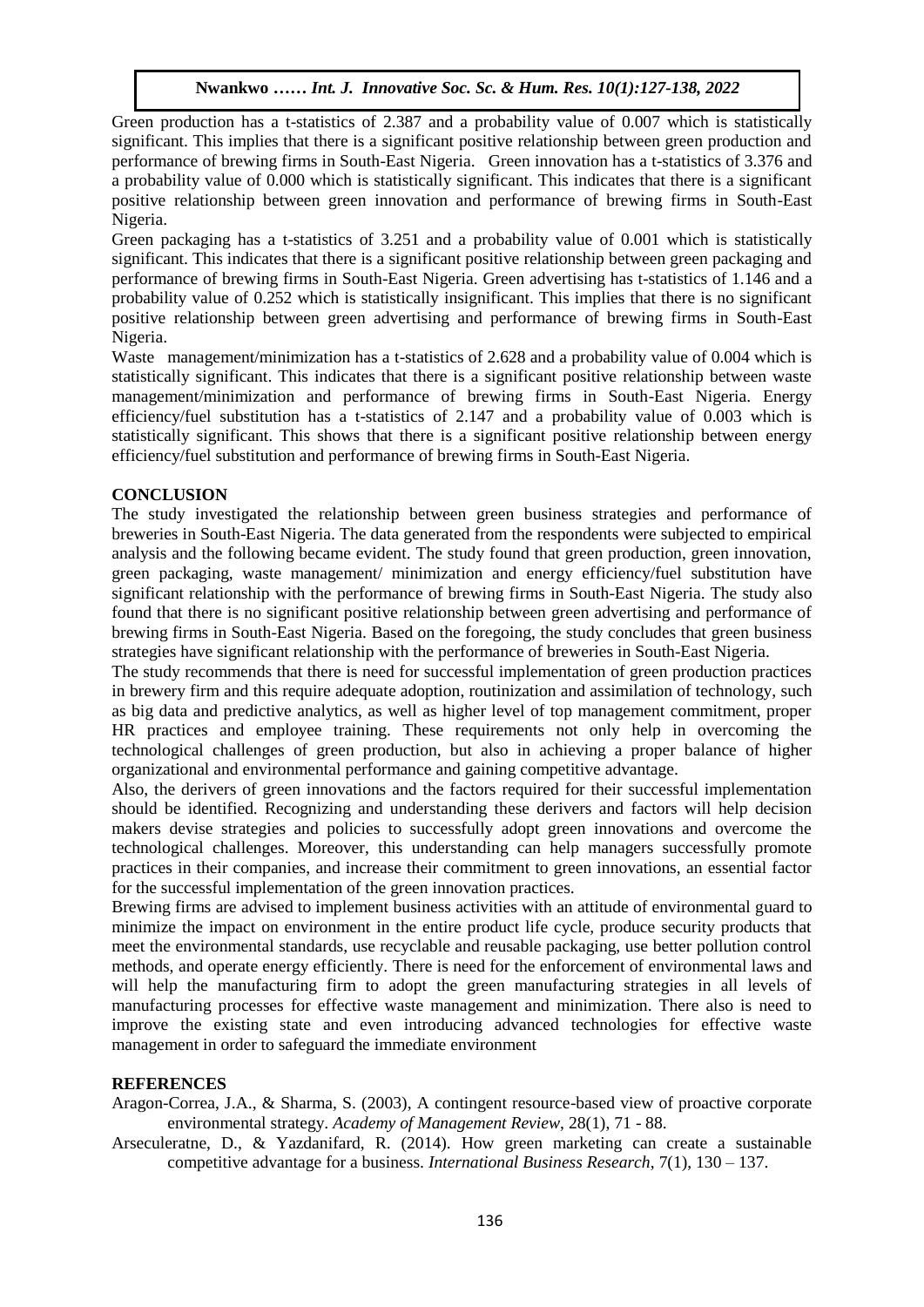Green production has a t-statistics of 2.387 and a probability value of 0.007 which is statistically significant. This implies that there is a significant positive relationship between green production and performance of brewing firms in South-East Nigeria. Green innovation has a t-statistics of 3.376 and a probability value of 0.000 which is statistically significant. This indicates that there is a significant positive relationship between green innovation and performance of brewing firms in South-East Nigeria.

Green packaging has a t-statistics of 3.251 and a probability value of 0.001 which is statistically significant. This indicates that there is a significant positive relationship between green packaging and performance of brewing firms in South-East Nigeria. Green advertising has t-statistics of 1.146 and a probability value of 0.252 which is statistically insignificant. This implies that there is no significant positive relationship between green advertising and performance of brewing firms in South-East Nigeria.

Waste management/minimization has a t-statistics of 2.628 and a probability value of 0.004 which is statistically significant. This indicates that there is a significant positive relationship between waste management/minimization and performance of brewing firms in South-East Nigeria. Energy efficiency/fuel substitution has a t-statistics of 2.147 and a probability value of 0.003 which is statistically significant. This shows that there is a significant positive relationship between energy efficiency/fuel substitution and performance of brewing firms in South-East Nigeria.

## CONCLUSION

The study investigated the relationship between green business strategies and performance of breweries in South-East Nigeria. The data generated from the respondents were subjected to empirical analysis and the following became evident. The study found that green production, green innovation, green packaging, waste management/ minimization and energy efficiency/fuel substitution have significant relationship with the performance of brewing firms in South-East Nigeria. The study also found that there is no significant positive relationship between green advertising and performance of brewing firms in South-East Nigeria. Based on the foregoing, the study concludes that green business strategies have significant relationship with the performance of breweries in South-East Nigeria.

The study recommends that there is need for successful implementation of green production practices in brewery firm and this require adequate adoption, routinization and assimilation of technology, such as big data and predictive analytics, as well as higher level of top management commitment, proper HR practices and employee training. These requirements not only help in overcoming the technological challenges of green production, but also in achieving a proper balance of higher organizational and environmental performance and gaining competitive advantage.

Also, the derivers of green innovations and the factors required for their successful implementation should be identified. Recognizing and understanding these derivers and factors will help decision makers devise strategies and policies to successfully adopt green innovations and overcome the technological challenges. Moreover, this understanding can help managers successfully promote practices in their companies, and increase their commitment to green innovations, an essential factor for the successful implementation of the green innovation practices.

Brewing firms are advised to implement business activities with an attitude of environmental guard to minimize the impact on environment in the entire product life cycle, produce security products that meet the environmental standards, use recyclable and reusable packaging, use better pollution control methods, and operate energy efficiently. There is need for the enforcement of environmental laws and will help the manufacturing firm to adopt the green manufacturing strategies in all levels of manufacturing processes for effective waste management and minimization. There also is need to improve the existing state and even introducing advanced technologies for effective waste management in order to safeguard the immediate environment

## REFERENCES

Aragon-Correa, J.A., & Sharma, S. (2003), A contingent resource-based view of proactive corporate environmental strategy. *Academy of Management Review*, 28(1), 71 - 88.

Arseculeratne, D., & Yazdanifard, R. (2014). How green marketing can create a sustainable competitive advantage for a business. *International Business Research*, 7(1), 130 – 137.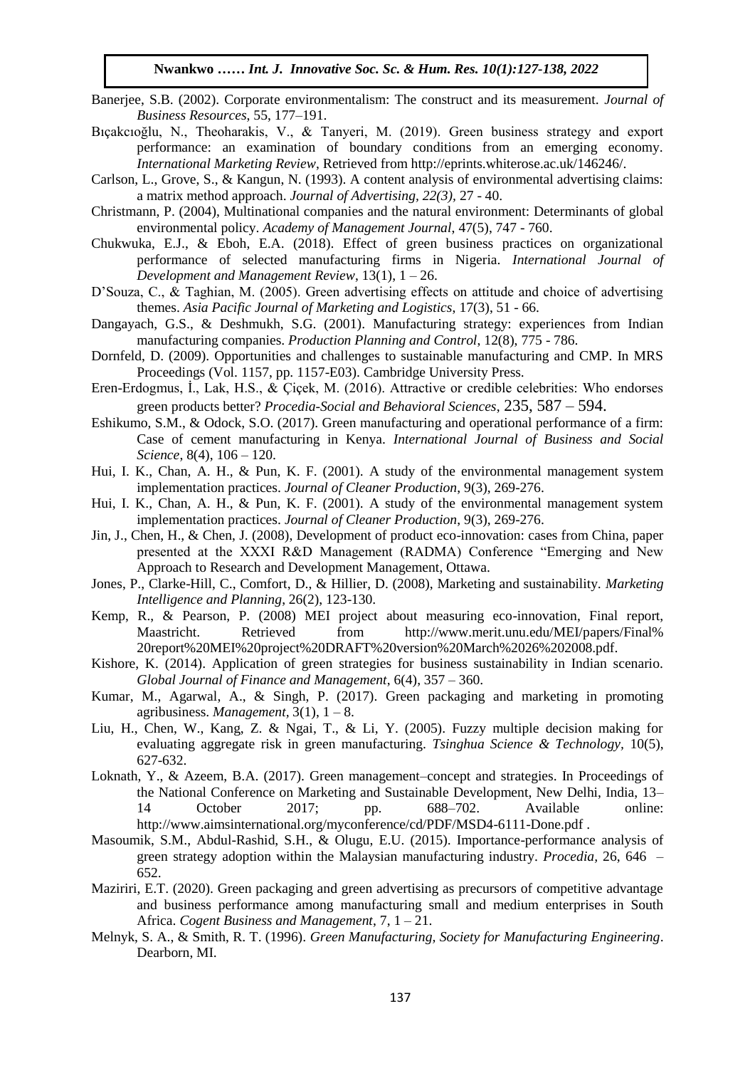Banerjee, S.B. (2002). Corporate environmentalism: The construct and its measurement. *Journal of Business Resources*, 55, 177–191.

Bıçakcıoğlu, N., Theoharakis, V., & Tanyeri, M. (2019). Green business strategy and export performance: an examination of boundary conditions from an emerging economy. *International Marketing Review*, Retrieved from http://eprints.whiterose.ac.uk/146246/.

Carlson, L., Grove, S., & Kangun, N. (1993). A content analysis of environmental advertising claims: a matrix method approach. *Journal of Advertising, 22(3),* 27 - 40.

Christmann, P. (2004), Multinational companies and the natural environment: Determinants of global environmental policy. *Academy of Management Journal*, 47(5), 747 - 760.

Chukwuka, E.J., & Eboh, E.A. (2018). Effect of green business practices on organizational performance of selected manufacturing firms in Nigeria. *International Journal of Development and Management Review*, 13(1), 1 – 26.

D'Souza, C., & Taghian, M. (2005). Green advertising effects on attitude and choice of advertising themes. *Asia Pacific Journal of Marketing and Logistics*, 17(3), 51 - 66.

Dangayach, G.S., & Deshmukh, S.G. (2001). Manufacturing strategy: experiences from Indian manufacturing companies. *Production Planning and Control*, 12(8), 775 - 786.

Dornfeld, D. (2009). Opportunities and challenges to sustainable manufacturing and CMP. In MRS Proceedings (Vol. 1157, pp. 1157-E03). Cambridge University Press.

Eren-Erdogmus, İ., Lak, H.S., & Çiçek, M. (2016). Attractive or credible celebrities: Who endorses green products better? *Procedia-Social and Behavioral Sciences*, 235, 587 – 594.

Eshikumo, S.M., & Odock, S.O. (2017). Green manufacturing and operational performance of a firm: Case of cement manufacturing in Kenya. *International Journal of Business and Social Science*, 8(4), 106 – 120.

Hui, I. K., Chan, A. H., & Pun, K. F. (2001). A study of the environmental management system implementation practices. *Journal of Cleaner Production*, 9(3), 269-276.

Hui, I. K., Chan, A. H., & Pun, K. F. (2001). A study of the environmental management system implementation practices. *Journal of Cleaner Production*, 9(3), 269-276.

Jin, J., Chen, H., & Chen, J. (2008), Development of product eco-innovation: cases from China, paper presented at the XXXI R&D Management (RADMA) Conference "Emerging and New Approach to Research and Development Management, Ottawa.

Jones, P., Clarke-Hill, C., Comfort, D., & Hillier, D. (2008), Marketing and sustainability. *Marketing Intelligence and Planning*, 26(2), 123-130.

Kemp, R., & Pearson, P. (2008) MEI project about measuring eco-innovation, Final report, Maastricht. Retrieved from http://www.merit.unu.edu/MEI/papers/Final%20report%20MEI%20project%20DRAFT%20version%20March%2026%202008.pdf.

Kishore, K. (2014). Application of green strategies for business sustainability in Indian scenario. *Global Journal of Finance and Management*, 6(4), 357 – 360.

Kumar, M., Agarwal, A., & Singh, P. (2017). Green packaging and marketing in promoting agribusiness. *Management*, 3(1), 1 – 8.

Liu, H., Chen, W., Kang, Z. & Ngai, T., & Li, Y. (2005). Fuzzy multiple decision making for evaluating aggregate risk in green manufacturing. *Tsinghua Science & Technology,* 10(5), 627-632.

Loknath, Y., & Azeem, B.A. (2017). Green management–concept and strategies. In Proceedings of the National Conference on Marketing and Sustainable Development, New Delhi, India, 13–14 October 2017; pp. 688–702. Available online: http://www.aimsinternational.org/myconference/cd/PDF/MSD4-6111-Done.pdf .

Masoumik, S.M., Abdul-Rashid, S.H., & Olugu, E.U. (2015). Importance-performance analysis of green strategy adoption within the Malaysian manufacturing industry. *Procedia,* 26, 646 – 652.

Maziriri, E.T. (2020). Green packaging and green advertising as precursors of competitive advantage and business performance among manufacturing small and medium enterprises in South Africa. *Cogent Business and Management*, 7, 1 – 21.

Melnyk, S. A., & Smith, R. T. (1996). *Green Manufacturing, Society for Manufacturing Engineering*. Dearborn, MI.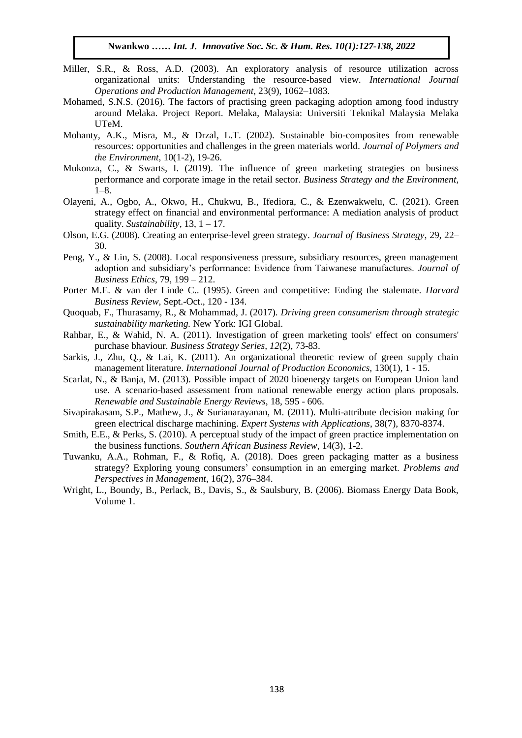Miller, S.R., & Ross, A.D. (2003). An exploratory analysis of resource utilization across organizational units: Understanding the resource-based view. *International Journal Operations and Production Management*, 23(9), 1062–1083.

Mohamed, S.N.S. (2016). The factors of practising green packaging adoption among food industry around Melaka. Project Report. Melaka, Malaysia: Universiti Teknikal Malaysia Melaka UTeM.

Mohanty, A.K., Misra, M., & Drzal, L.T. (2002). Sustainable bio-composites from renewable resources: opportunities and challenges in the green materials world. *Journal of Polymers and the Environment*, 10(1-2), 19-26.

Mukonza, C., & Swarts, I. (2019). The influence of green marketing strategies on business performance and corporate image in the retail sector. *Business Strategy and the Environment*, 1–8.

Olayeni, A., Ogbo, A., Okwo, H., Chukwu, B., Ifediora, C., & Ezenwakwelu, C. (2021). Green strategy effect on financial and environmental performance: A mediation analysis of product quality. *Sustainability*, 13, 1 – 17.

Olson, E.G. (2008). Creating an enterprise-level green strategy. *Journal of Business Strategy*, 29, 22–30.

Peng, Y., & Lin, S. (2008). Local responsiveness pressure, subsidiary resources, green management adoption and subsidiary's performance: Evidence from Taiwanese manufactures. *Journal of Business Ethics*, 79, 199 – 212.

Porter M.E. & van der Linde C.. (1995). Green and competitive: Ending the stalemate. *Harvard Business Review,* Sept.-Oct., 120 - 134.

Quoquab, F., Thurasamy, R., & Mohammad, J. (2017). *Driving green consumerism through strategic sustainability marketing.* New York: IGI Global.

Rahbar, E., & Wahid, N. A. (2011). Investigation of green marketing tools' effect on consumers' purchase bhaviour. *Business Strategy Series, 12*(2), 73-83.

Sarkis, J., Zhu, Q., & Lai, K. (2011). An organizational theoretic review of green supply chain management literature. *International Journal of Production Economics*, 130(1), 1 - 15.

Scarlat, N., & Banja, M. (2013). Possible impact of 2020 bioenergy targets on European Union land use. A scenario-based assessment from national renewable energy action plans proposals. *Renewable and Sustainable Energy Reviews*, 18, 595 - 606.

Sivapirakasam, S.P., Mathew, J., & Surianarayanan, M. (2011). Multi-attribute decision making for green electrical discharge machining. *Expert Systems with Applications*, 38(7), 8370-8374.

Smith, E.E., & Perks, S. (2010). A perceptual study of the impact of green practice implementation on the business functions. *Southern African Business Review*, 14(3), 1-2.

Tuwanku, A.A., Rohman, F., & Rofiq, A. (2018). Does green packaging matter as a business strategy? Exploring young consumers' consumption in an emerging market. *Problems and Perspectives in Management*, 16(2), 376–384.

Wright, L., Boundy, B., Perlack, B., Davis, S., & Saulsbury, B. (2006). Biomass Energy Data Book, Volume 1.